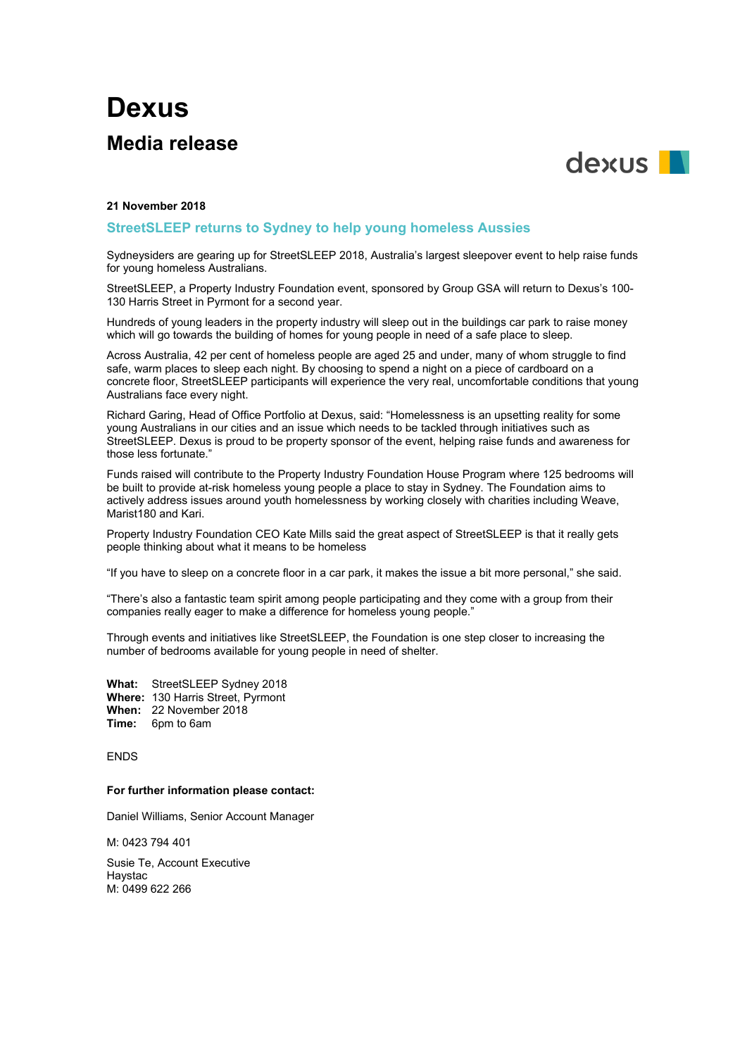# Dexus

## Media release

**21 November 2018**

### StreetSLEEP returns to Sydney to help young homeless Aussies

Sydneysiders are gearing up for StreetSLEEP 2018, Australia's largest sleepover event to help raise funds for young homeless Australians.

StreetSLEEP, a Property Industry Foundation event, sponsored by Group GSA will return to Dexus's 100-130 Harris Street in Pyrmont for a second year.

Hundreds of young leaders in the property industry will sleep out in the buildings car park to raise money which will go towards the building of homes for young people in need of a safe place to sleep.

Across Australia, 42 per cent of homeless people are aged 25 and under, many of whom struggle to find safe, warm places to sleep each night. By choosing to spend a night on a piece of cardboard on a concrete floor, StreetSLEEP participants will experience the very real, uncomfortable conditions that young Australians face every night.

Richard Garing, Head of Office Portfolio at Dexus, said: "Homelessness is an upsetting reality for some young Australians in our cities and an issue which needs to be tackled through initiatives such as StreetSLEEP. Dexus is proud to be property sponsor of the event, helping raise funds and awareness for those less fortunate."

Funds raised will contribute to the Property Industry Foundation House Program where 125 bedrooms will be built to provide at-risk homeless young people a place to stay in Sydney. The Foundation aims to actively address issues around youth homelessness by working closely with charities including Weave, Marist180 and Kari.

Property Industry Foundation CEO Kate Mills said the great aspect of StreetSLEEP is that it really gets people thinking about what it means to be homeless

"If you have to sleep on a concrete floor in a car park, it makes the issue a bit more personal," she said.

"There's also a fantastic team spirit among people participating and they come with a group from their companies really eager to make a difference for homeless young people."

Through events and initiatives like StreetSLEEP, the Foundation is one step closer to increasing the number of bedrooms available for young people in need of shelter.

**What:** StreetSLEEP Sydney 2018
**Where:** 130 Harris Street, Pyrmont
**When:** 22 November 2018
**Time:** 6pm to 6am

ENDS

**For further information please contact:**

Daniel Williams, Senior Account Manager

M: 0423 794 401

Susie Te, Account Executive
Haystac
M: 0499 622 266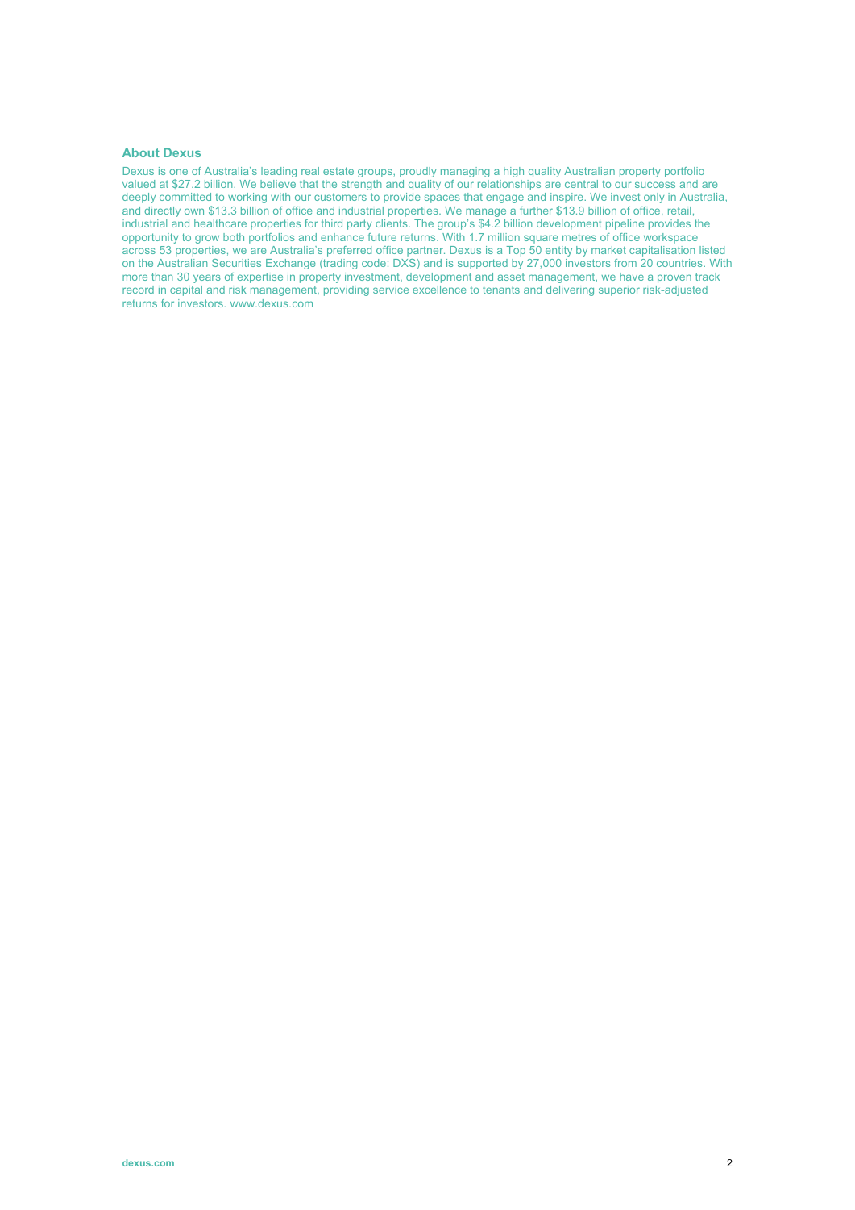## About Dexus

Dexus is one of Australia's leading real estate groups, proudly managing a high quality Australian property portfolio valued at $27.2 billion. We believe that the strength and quality of our relationships are central to our success and are deeply committed to working with our customers to provide spaces that engage and inspire. We invest only in Australia, and directly own $13.3 billion of office and industrial properties. We manage a further $13.9 billion of office, retail, industrial and healthcare properties for third party clients. The group's $4.2 billion development pipeline provides the opportunity to grow both portfolios and enhance future returns. With 1.7 million square metres of office workspace across 53 properties, we are Australia's preferred office partner. Dexus is a Top 50 entity by market capitalisation listed on the Australian Securities Exchange (trading code: DXS) and is supported by 27,000 investors from 20 countries. With more than 30 years of expertise in property investment, development and asset management, we have a proven track record in capital and risk management, providing service excellence to tenants and delivering superior risk-adjusted returns for investors. www.dexus.com